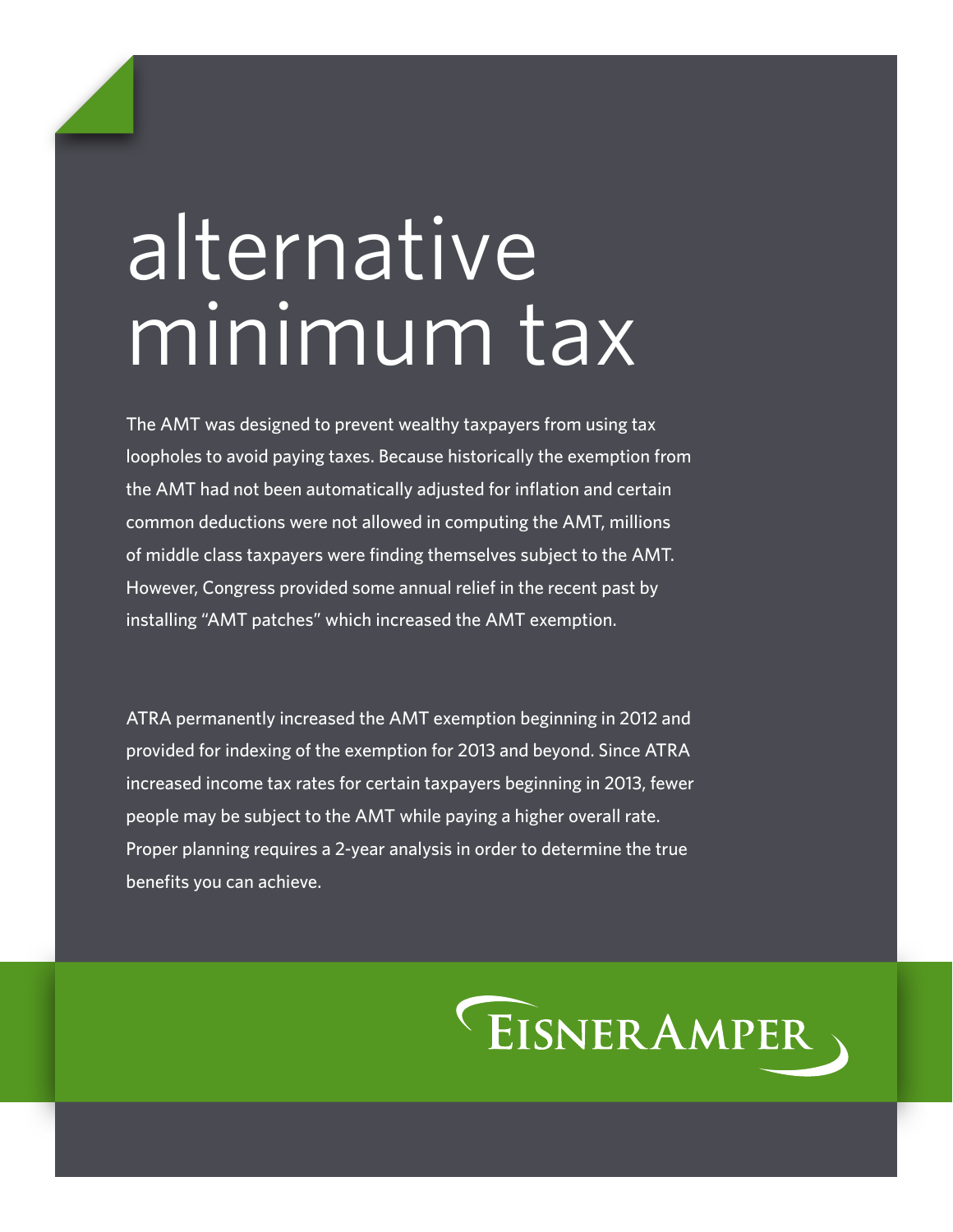# alternative minimum tax

The AMT was designed to prevent wealthy taxpayers from using tax loopholes to avoid paying taxes. Because historically the exemption from the AMT had not been automatically adjusted for inflation and certain common deductions were not allowed in computing the AMT, millions of middle class taxpayers were finding themselves subject to the AMT. However, Congress provided some annual relief in the recent past by installing "AMT patches" which increased the AMT exemption.

ATRA permanently increased the AMT exemption beginning in 2012 and provided for indexing of the exemption for 2013 and beyond. Since ATRA increased income tax rates for certain taxpayers beginning in 2013, fewer people may be subject to the AMT while paying a higher overall rate. Proper planning requires a 2-year analysis in order to determine the true benefits you can achieve.

EisnerAmper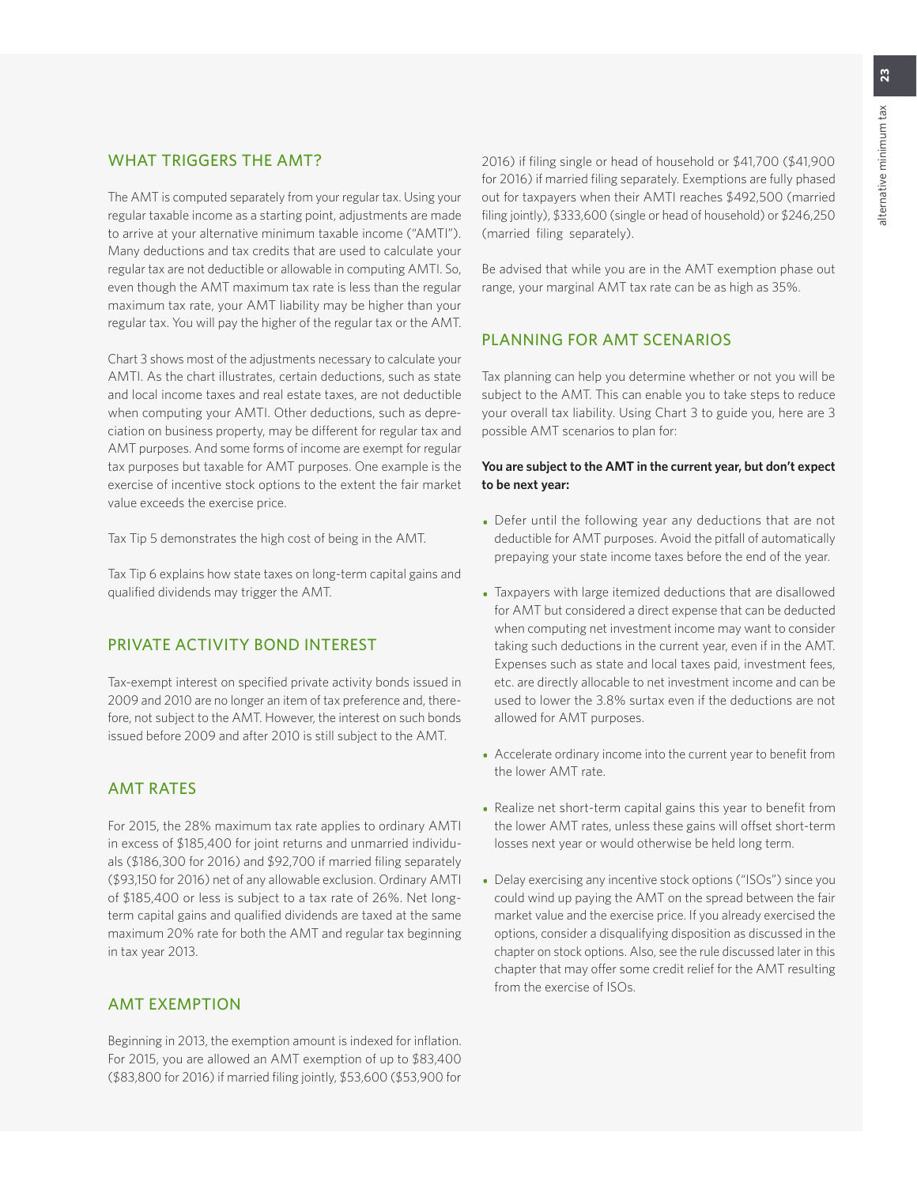## WHAT TRIGGERS THE AMT?

The AMT is computed separately from your regular tax. Using your regular taxable income as a starting point, adjustments are made to arrive at your alternative minimum taxable income ("AMTI"). Many deductions and tax credits that are used to calculate your regular tax are not deductible or allowable in computing AMTI. So, even though the AMT maximum tax rate is less than the regular maximum tax rate, your AMT liability may be higher than your regular tax. You will pay the higher of the regular tax or the AMT.

Chart 3 shows most of the adjustments necessary to calculate your AMTI. As the chart illustrates, certain deductions, such as state and local income taxes and real estate taxes, are not deductible when computing your AMTI. Other deductions, such as depreciation on business property, may be different for regular tax and AMT purposes. And some forms of income are exempt for regular tax purposes but taxable for AMT purposes. One example is the exercise of incentive stock options to the extent the fair market value exceeds the exercise price.

Tax Tip 5 demonstrates the high cost of being in the AMT.

Tax Tip 6 explains how state taxes on long-term capital gains and qualified dividends may trigger the AMT.

## PRIVATE ACTIVITY BOND INTEREST

Tax-exempt interest on specified private activity bonds issued in 2009 and 2010 are no longer an item of tax preference and, therefore, not subject to the AMT. However, the interest on such bonds issued before 2009 and after 2010 is still subject to the AMT.

## AMT RATES

For 2015, the 28% maximum tax rate applies to ordinary AMTI in excess of $185,400 for joint returns and unmarried individuals ($186,300 for 2016) and $92,700 if married filing separately ($93,150 for 2016) net of any allowable exclusion. Ordinary AMTI of $185,400 or less is subject to a tax rate of 26%. Net long-term capital gains and qualified dividends are taxed at the same maximum 20% rate for both the AMT and regular tax beginning in tax year 2013.

## AMT EXEMPTION

Beginning in 2013, the exemption amount is indexed for inflation. For 2015, you are allowed an AMT exemption of up to $83,400 ($83,800 for 2016) if married filing jointly, $53,600 ($53,900 for 2016) if filing single or head of household or $41,700 ($41,900 for 2016) if married filing separately. Exemptions are fully phased out for taxpayers when their AMTI reaches $492,500 (married filing jointly), $333,600 (single or head of household) or $246,250 (married filing separately).

Be advised that while you are in the AMT exemption phase out range, your marginal AMT tax rate can be as high as 35%.

## PLANNING FOR AMT SCENARIOS

Tax planning can help you determine whether or not you will be subject to the AMT. This can enable you to take steps to reduce your overall tax liability. Using Chart 3 to guide you, here are 3 possible AMT scenarios to plan for:

**You are subject to the AMT in the current year, but don't expect to be next year:**

- Defer until the following year any deductions that are not deductible for AMT purposes. Avoid the pitfall of automatically prepaying your state income taxes before the end of the year.
- Taxpayers with large itemized deductions that are disallowed for AMT but considered a direct expense that can be deducted when computing net investment income may want to consider taking such deductions in the current year, even if in the AMT. Expenses such as state and local taxes paid, investment fees, etc. are directly allocable to net investment income and can be used to lower the 3.8% surtax even if the deductions are not allowed for AMT purposes.
- Accelerate ordinary income into the current year to benefit from the lower AMT rate.
- Realize net short-term capital gains this year to benefit from the lower AMT rates, unless these gains will offset short-term losses next year or would otherwise be held long term.
- Delay exercising any incentive stock options ("ISOs") since you could wind up paying the AMT on the spread between the fair market value and the exercise price. If you already exercised the options, consider a disqualifying disposition as discussed in the chapter on stock options. Also, see the rule discussed later in this chapter that may offer some credit relief for the AMT resulting from the exercise of ISOs.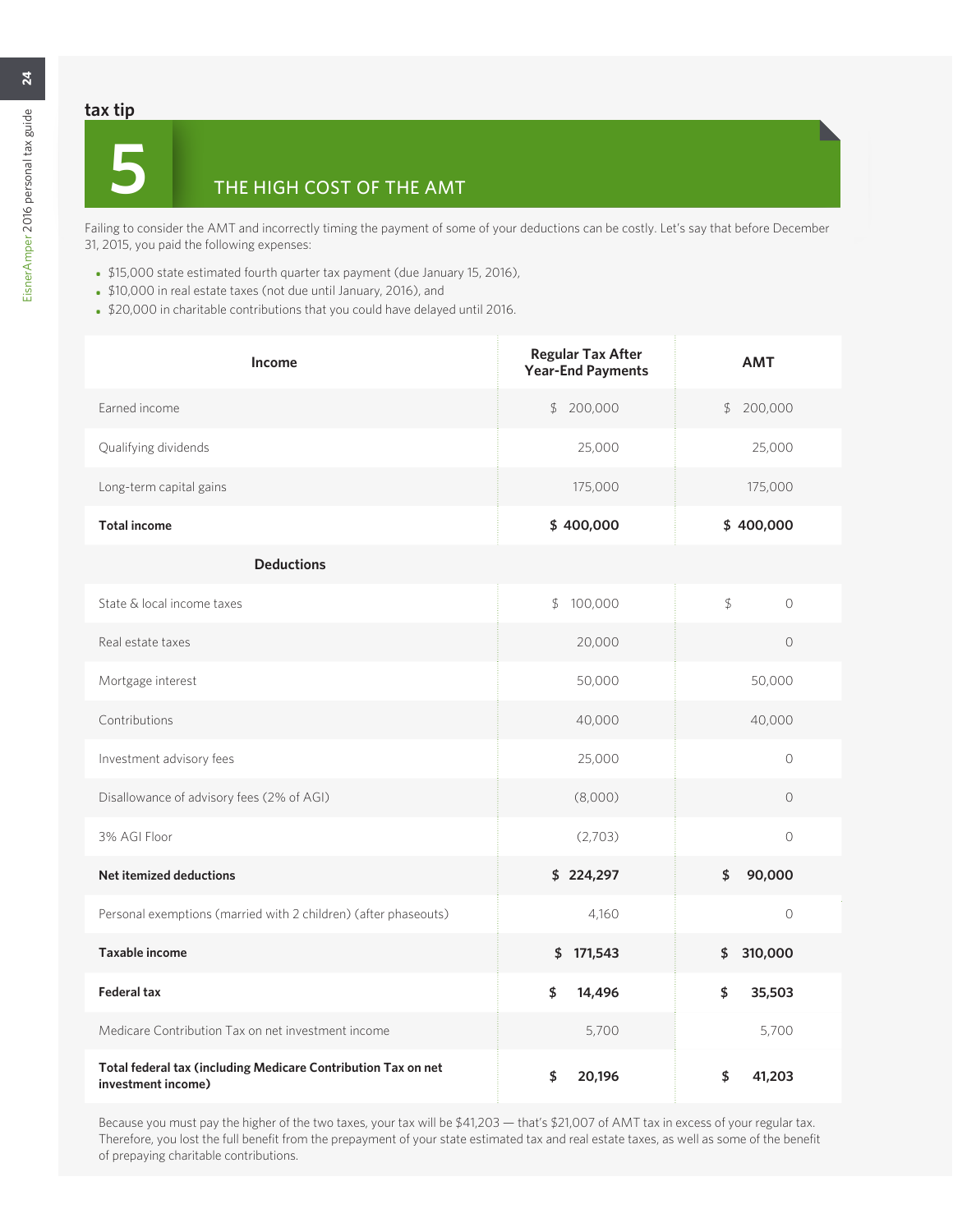tax tip

# 5 THE HIGH COST OF THE AMT

Failing to consider the AMT and incorrectly timing the payment of some of your deductions can be costly. Let's say that before December 31, 2015, you paid the following expenses:

- $15,000 state estimated fourth quarter tax payment (due January 15, 2016),
- $10,000 in real estate taxes (not due until January, 2016), and
- $20,000 in charitable contributions that you could have delayed until 2016.

| Income | Regular Tax After Year-End Payments | AMT |
|---|---|---|
| Earned income | $ 200,000 | $ 200,000 |
| Qualifying dividends | 25,000 | 25,000 |
| Long-term capital gains | 175,000 | 175,000 |
| **Total income** | **$ 400,000** | **$ 400,000** |
| **Deductions** | | |
| State & local income taxes | $ 100,000 | $ 0 |
| Real estate taxes | 20,000 | 0 |
| Mortgage interest | 50,000 | 50,000 |
| Contributions | 40,000 | 40,000 |
| Investment advisory fees | 25,000 | 0 |
| Disallowance of advisory fees (2% of AGI) | (8,000) | 0 |
| 3% AGI Floor | (2,703) | 0 |
| **Net itemized deductions** | **$ 224,297** | **$ 90,000** |
| Personal exemptions (married with 2 children) (after phaseouts) | 4,160 | 0 |
| **Taxable income** | **$ 171,543** | **$ 310,000** |
| **Federal tax** | **$ 14,496** | **$ 35,503** |
| Medicare Contribution Tax on net investment income | 5,700 | 5,700 |
| **Total federal tax (including Medicare Contribution Tax on net investment income)** | **$ 20,196** | **$ 41,203** |

Because you must pay the higher of the two taxes, your tax will be $41,203 — that's $21,007 of AMT tax in excess of your regular tax. Therefore, you lost the full benefit from the prepayment of your state estimated tax and real estate taxes, as well as some of the benefit of prepaying charitable contributions.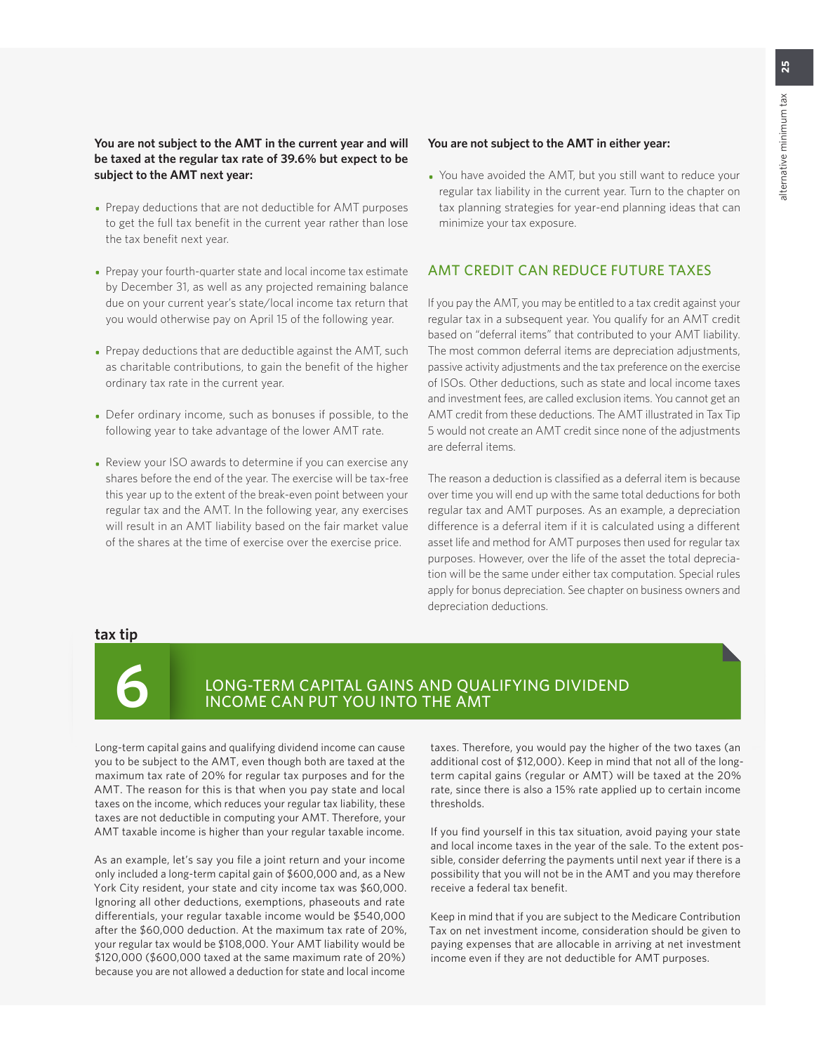**You are not subject to the AMT in the current year and will be taxed at the regular tax rate of 39.6% but expect to be subject to the AMT next year:**

- Prepay deductions that are not deductible for AMT purposes to get the full tax benefit in the current year rather than lose the tax benefit next year.
- Prepay your fourth-quarter state and local income tax estimate by December 31, as well as any projected remaining balance due on your current year's state/local income tax return that you would otherwise pay on April 15 of the following year.
- Prepay deductions that are deductible against the AMT, such as charitable contributions, to gain the benefit of the higher ordinary tax rate in the current year.
- Defer ordinary income, such as bonuses if possible, to the following year to take advantage of the lower AMT rate.
- Review your ISO awards to determine if you can exercise any shares before the end of the year. The exercise will be tax-free this year up to the extent of the break-even point between your regular tax and the AMT. In the following year, any exercises will result in an AMT liability based on the fair market value of the shares at the time of exercise over the exercise price.

**You are not subject to the AMT in either year:**

- You have avoided the AMT, but you still want to reduce your regular tax liability in the current year. Turn to the chapter on tax planning strategies for year-end planning ideas that can minimize your tax exposure.

## AMT CREDIT CAN REDUCE FUTURE TAXES

If you pay the AMT, you may be entitled to a tax credit against your regular tax in a subsequent year. You qualify for an AMT credit based on "deferral items" that contributed to your AMT liability. The most common deferral items are depreciation adjustments, passive activity adjustments and the tax preference on the exercise of ISOs. Other deductions, such as state and local income taxes and investment fees, are called exclusion items. You cannot get an AMT credit from these deductions. The AMT illustrated in Tax Tip 5 would not create an AMT credit since none of the adjustments are deferral items.

The reason a deduction is classified as a deferral item is because over time you will end up with the same total deductions for both regular tax and AMT purposes. As an example, a depreciation difference is a deferral item if it is calculated using a different asset life and method for AMT purposes then used for regular tax purposes. However, over the life of the asset the total depreciation will be the same under either tax computation. Special rules apply for bonus depreciation. See chapter on business owners and depreciation deductions.

**tax tip**

## 6 LONG-TERM CAPITAL GAINS AND QUALIFYING DIVIDEND INCOME CAN PUT YOU INTO THE AMT

Long-term capital gains and qualifying dividend income can cause you to be subject to the AMT, even though both are taxed at the maximum tax rate of 20% for regular tax purposes and for the AMT. The reason for this is that when you pay state and local taxes on the income, which reduces your regular tax liability, these taxes are not deductible in computing your AMT. Therefore, your AMT taxable income is higher than your regular taxable income.

As an example, let's say you file a joint return and your income only included a long-term capital gain of $600,000 and, as a New York City resident, your state and city income tax was $60,000. Ignoring all other deductions, exemptions, phaseouts and rate differentials, your regular taxable income would be $540,000 after the $60,000 deduction. At the maximum tax rate of 20%, your regular tax would be $108,000. Your AMT liability would be $120,000 ($600,000 taxed at the same maximum rate of 20%) because you are not allowed a deduction for state and local income taxes. Therefore, you would pay the higher of the two taxes (an additional cost of $12,000). Keep in mind that not all of the long-term capital gains (regular or AMT) will be taxed at the 20% rate, since there is also a 15% rate applied up to certain income thresholds.

If you find yourself in this tax situation, avoid paying your state and local income taxes in the year of the sale. To the extent possible, consider deferring the payments until next year if there is a possibility that you will not be in the AMT and you may therefore receive a federal tax benefit.

Keep in mind that if you are subject to the Medicare Contribution Tax on net investment income, consideration should be given to paying expenses that are allocable in arriving at net investment income even if they are not deductible for AMT purposes.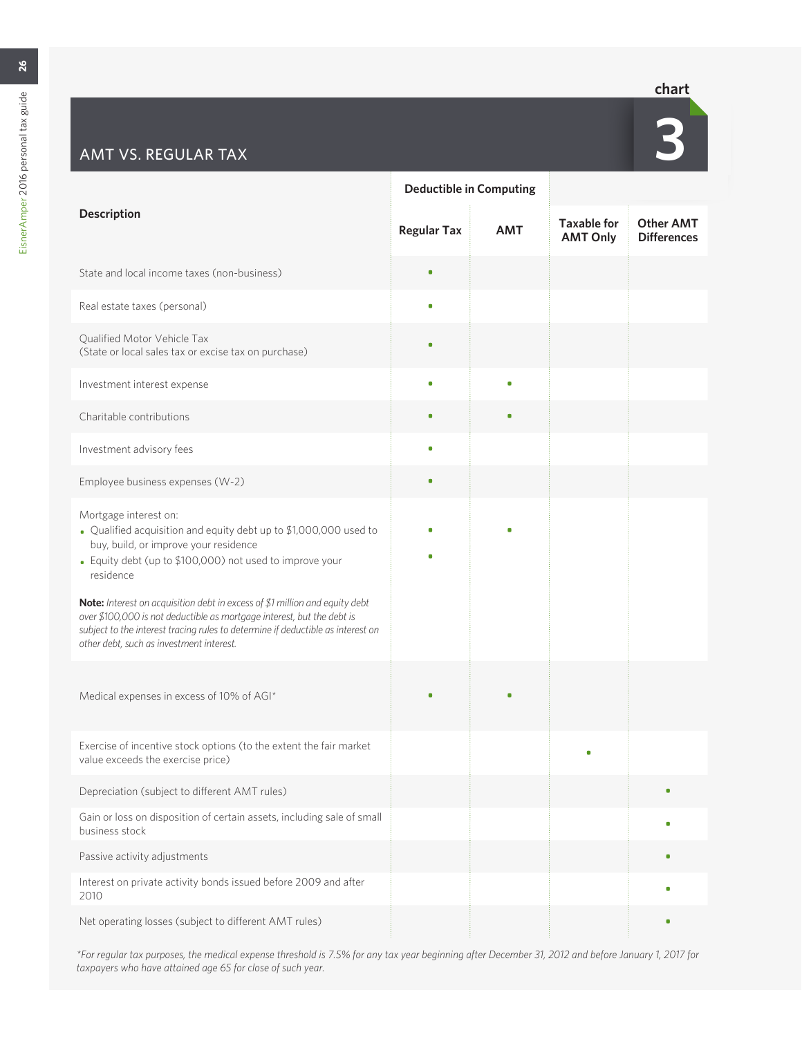chart 3

# AMT VS. REGULAR TAX

| Description | Deductible in Computing | | Taxable for AMT Only | Other AMT Differences |
|---|---|---|---|---|
| | Regular Tax | AMT | | |
| State and local income taxes (non-business) | ▪ | | | |
| Real estate taxes (personal) | ▪ | | | |
| Qualified Motor Vehicle Tax (State or local sales tax or excise tax on purchase) | ▪ | | | |
| Investment interest expense | ▪ | ▪ | | |
| Charitable contributions | ▪ | ▪ | | |
| Investment advisory fees | ▪ | | | |
| Employee business expenses (W-2) | ▪ | | | |
| Mortgage interest on: | | | | |
| • Qualified acquisition and equity debt up to $1,000,000 used to buy, build, or improve your residence | ▪ | ▪ | | |
| • Equity debt (up to $100,000) not used to improve your residence | ▪ | | | |
| **Note:** *Interest on acquisition debt in excess of $1 million and equity debt over $100,000 is not deductible as mortgage interest, but the debt is subject to the interest tracing rules to determine if deductible as interest on other debt, such as investment interest.* | | | | |
| Medical expenses in excess of 10% of AGI* | ▪ | ▪ | | |
| Exercise of incentive stock options (to the extent the fair market value exceeds the exercise price) | | | ▪ | |
| Depreciation (subject to different AMT rules) | | | | ▪ |
| Gain or loss on disposition of certain assets, including sale of small business stock | | | | ▪ |
| Passive activity adjustments | | | | ▪ |
| Interest on private activity bonds issued before 2009 and after 2010 | | | | ▪ |
| Net operating losses (subject to different AMT rules) | | | | ▪ |

*\*For regular tax purposes, the medical expense threshold is 7.5% for any tax year beginning after December 31, 2012 and before January 1, 2017 for taxpayers who have attained age 65 for close of such year.*